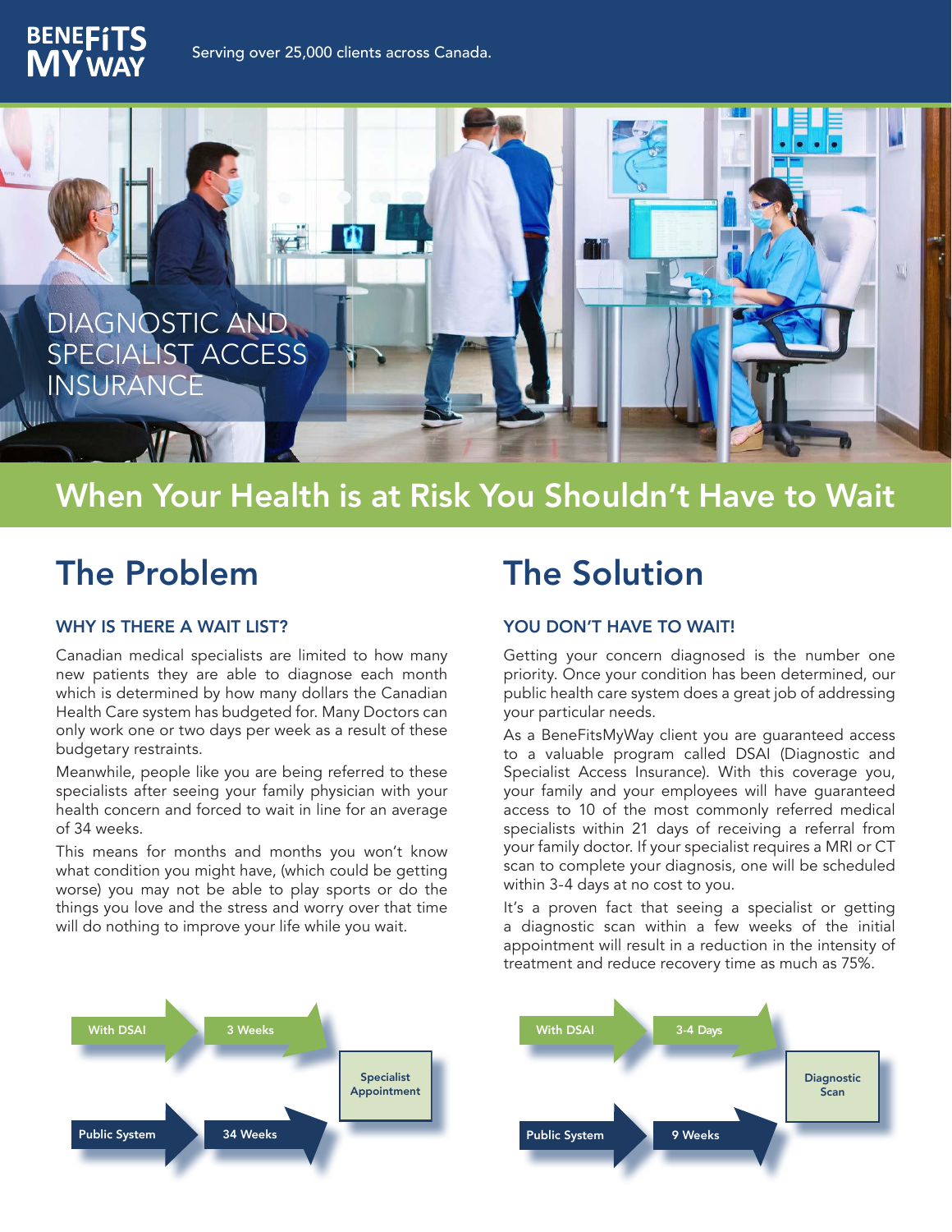**BENEFITS MY WAY**

Serving over 25,000 clients across Canada.

# DIAGNOSTIC AND SPECIALIST ACCESS INSURANCE

## When Your Health is at Risk You Shouldn't Have to Wait

## The Problem

### WHY IS THERE A WAIT LIST?

Canadian medical specialists are limited to how many new patients they are able to diagnose each month which is determined by how many dollars the Canadian Health Care system has budgeted for. Many Doctors can only work one or two days per week as a result of these budgetary restraints.

Meanwhile, people like you are being referred to these specialists after seeing your family physician with your health concern and forced to wait in line for an average of 34 weeks.

This means for months and months you won't know what condition you might have, (which could be getting worse) you may not be able to play sports or do the things you love and the stress and worry over that time will do nothing to improve your life while you wait.

| | | |
|---|---|---|
| With DSAI | 3 Weeks | Specialist Appointment |
| Public System | 34 Weeks | Specialist Appointment |

## The Solution

### YOU DON'T HAVE TO WAIT!

Getting your concern diagnosed is the number one priority. Once your condition has been determined, our public health care system does a great job of addressing your particular needs.

As a BeneFitsMyWay client you are guaranteed access to a valuable program called DSAI (Diagnostic and Specialist Access Insurance). With this coverage you, your family and your employees will have guaranteed access to 10 of the most commonly referred medical specialists within 21 days of receiving a referral from your family doctor. If your specialist requires a MRI or CT scan to complete your diagnosis, one will be scheduled within 3-4 days at no cost to you.

It's a proven fact that seeing a specialist or getting a diagnostic scan within a few weeks of the initial appointment will result in a reduction in the intensity of treatment and reduce recovery time as much as 75%.

| | | |
|---|---|---|
| With DSAI | 3-4 Days | Diagnostic Scan |
| Public System | 9 Weeks | Diagnostic Scan |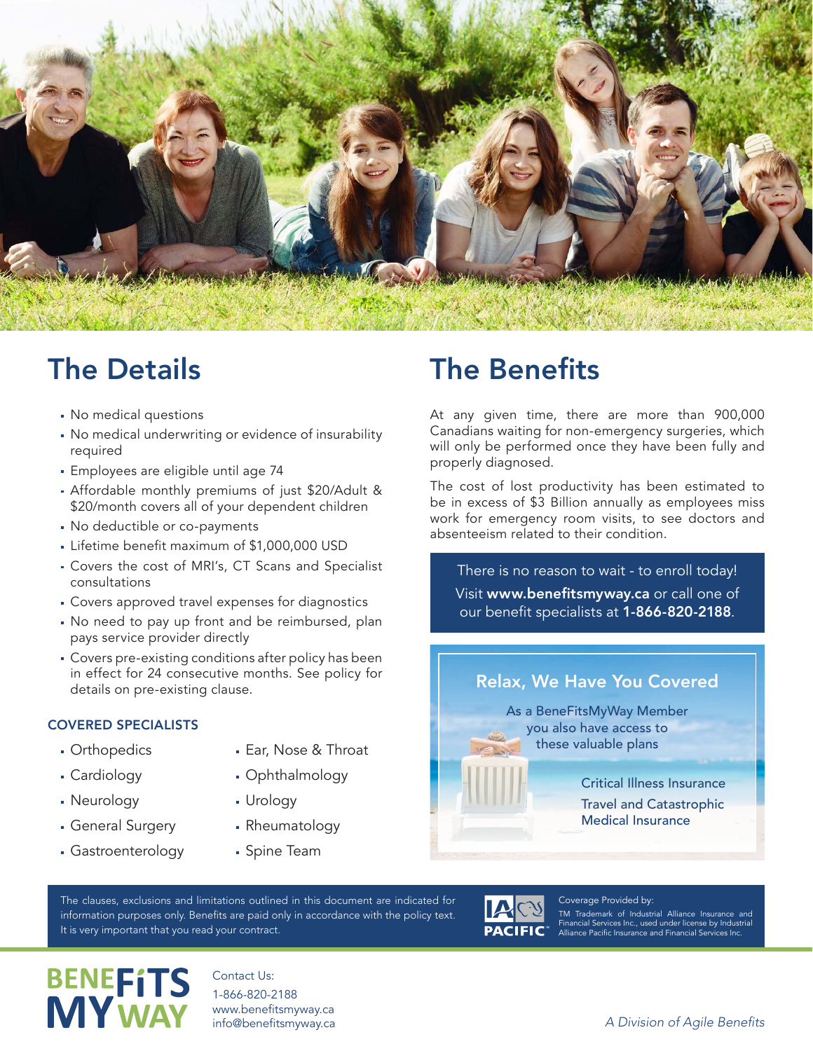## The Details

- No medical questions
- No medical underwriting or evidence of insurability required
- Employees are eligible until age 74
- Affordable monthly premiums of just $20/Adult & $20/month covers all of your dependent children
- No deductible or co-payments
- Lifetime benefit maximum of $1,000,000 USD
- Covers the cost of MRI's, CT Scans and Specialist consultations
- Covers approved travel expenses for diagnostics
- No need to pay up front and be reimbursed, plan pays service provider directly
- Covers pre-existing conditions after policy has been in effect for 24 consecutive months. See policy for details on pre-existing clause.

### COVERED SPECIALISTS

- Orthopedics
- Cardiology
- Neurology
- General Surgery
- Gastroenterology
- Ear, Nose & Throat
- Ophthalmology
- Urology
- Rheumatology
- Spine Team

## The Benefits

At any given time, there are more than 900,000 Canadians waiting for non-emergency surgeries, which will only be performed once they have been fully and properly diagnosed.

The cost of lost productivity has been estimated to be in excess of $3 Billion annually as employees miss work for emergency room visits, to see doctors and absenteeism related to their condition.

There is no reason to wait - to enroll today!
Visit **www.benefitsmyway.ca** or call one of our benefit specialists at **1-866-820-2188**.

### Relax, We Have You Covered

As a BeneFitsMyWay Member you also have access to these valuable plans

Critical Illness Insurance

Travel and Catastrophic Medical Insurance

The clauses, exclusions and limitations outlined in this document are indicated for information purposes only. Benefits are paid only in accordance with the policy text. It is very important that you read your contract.

Coverage Provided by:

TM Trademark of Industrial Alliance Insurance and Financial Services Inc., used under license by Industrial Alliance Pacific Insurance and Financial Services Inc.

BENEFITS MY WAY

Contact Us:
1-866-820-2188
www.benefitsmyway.ca
info@benefitsmyway.ca

*A Division of Agile Benefits*